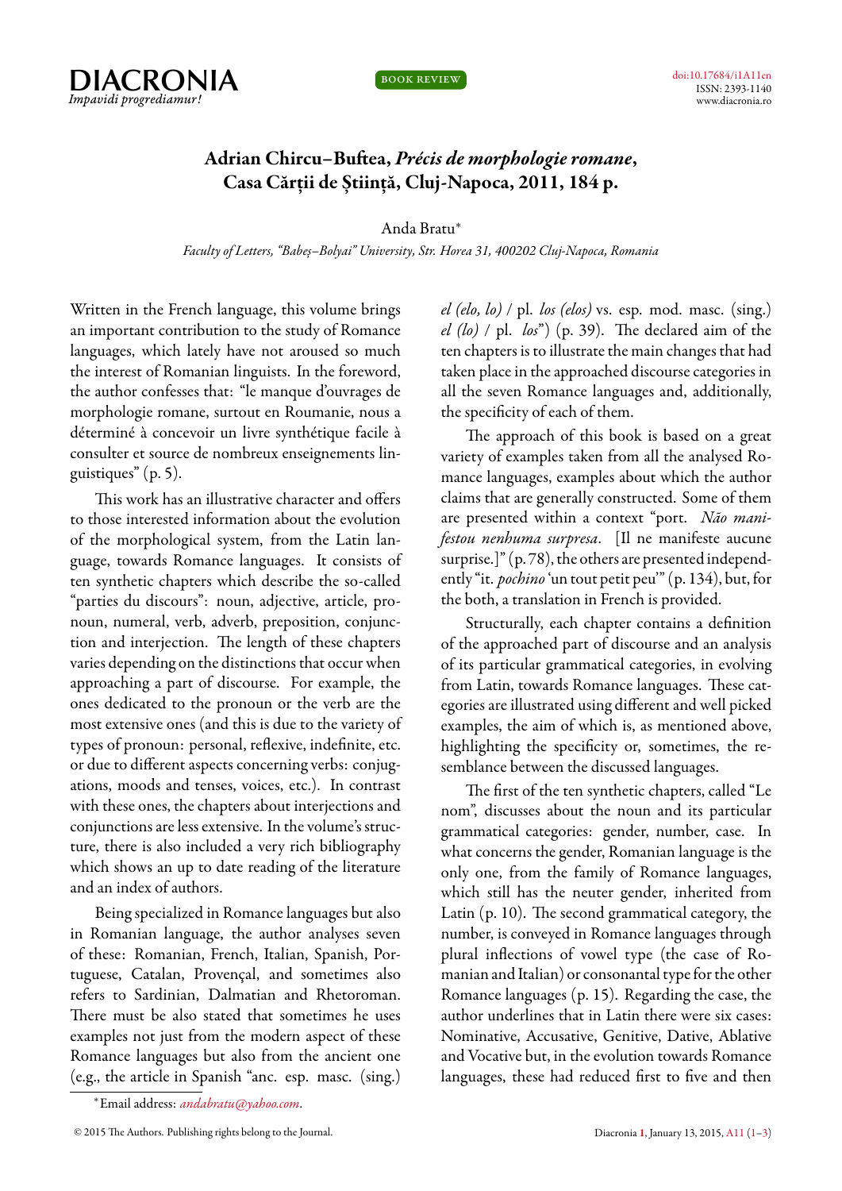# Adrian Chircu–Buftea, *Précis de morphologie romane*, Casa Cărţii de Ştiinţă, Cluj-Napoca, 2011, 184 p.

Anda Bratu*

*Faculty of Letters, "Babeş–Bolyai" University, Str. Horea 31, 400202 Cluj-Napoca, Romania*

Written in the French language, this volume brings an important contribution to the study of Romance languages, which lately have not aroused so much the interest of Romanian linguists. In the foreword, the author confesses that: "le manque d'ouvrages de morphologie romane, surtout en Roumanie, nous a déterminé à concevoir un livre synthétique facile à consulter et source de nombreux enseignements linguistiques" (p. 5).

This work has an illustrative character and offers to those interested information about the evolution of the morphological system, from the Latin language, towards Romance languages. It consists of ten synthetic chapters which describe the so-called "parties du discours": noun, adjective, article, pronoun, numeral, verb, adverb, preposition, conjunction and interjection. The length of these chapters varies depending on the distinctions that occur when approaching a part of discourse. For example, the ones dedicated to the pronoun or the verb are the most extensive ones (and this is due to the variety of types of pronoun: personal, reflexive, indefinite, etc. or due to different aspects concerning verbs: conjugations, moods and tenses, voices, etc.). In contrast with these ones, the chapters about interjections and conjunctions are less extensive. In the volume's structure, there is also included a very rich bibliography which shows an up to date reading of the literature and an index of authors.

Being specialized in Romance languages but also in Romanian language, the author analyses seven of these: Romanian, French, Italian, Spanish, Portuguese, Catalan, Provençal, and sometimes also refers to Sardinian, Dalmatian and Rhetoroman. There must be also stated that sometimes he uses examples not just from the modern aspect of these Romance languages but also from the ancient one (e.g., the article in Spanish "anc. esp. masc. (sing.) *el (elo, lo)* / pl. *los (elos)* vs. esp. mod. masc. (sing.) *el (lo)* / pl. *los*") (p. 39). The declared aim of the ten chapters is to illustrate the main changes that had taken place in the approached discourse categories in all the seven Romance languages and, additionally, the specificity of each of them.

The approach of this book is based on a great variety of examples taken from all the analysed Romance languages, examples about which the author claims that are generally constructed. Some of them are presented within a context "port. *Não manifestou nenhuma surpresa*. [Il ne manifeste aucune surprise.]" (p. 78), the others are presented independently "it. *pochino* 'un tout petit peu'" (p. 134), but, for the both, a translation in French is provided.

Structurally, each chapter contains a definition of the approached part of discourse and an analysis of its particular grammatical categories, in evolving from Latin, towards Romance languages. These categories are illustrated using different and well picked examples, the aim of which is, as mentioned above, highlighting the specificity or, sometimes, the resemblance between the discussed languages.

The first of the ten synthetic chapters, called "Le nom", discusses about the noun and its particular grammatical categories: gender, number, case. In what concerns the gender, Romanian language is the only one, from the family of Romance languages, which still has the neuter gender, inherited from Latin (p. 10). The second grammatical category, the number, is conveyed in Romance languages through plural inflections of vowel type (the case of Romanian and Italian) or consonantal type for the other Romance languages (p. 15). Regarding the case, the author underlines that in Latin there were six cases: Nominative, Accusative, Genitive, Dative, Ablative and Vocative but, in the evolution towards Romance languages, these had reduced first to five and then

*Email address: *andabratu@yahoo.com*.

© 2015 The Authors. Publishing rights belong to the Journal.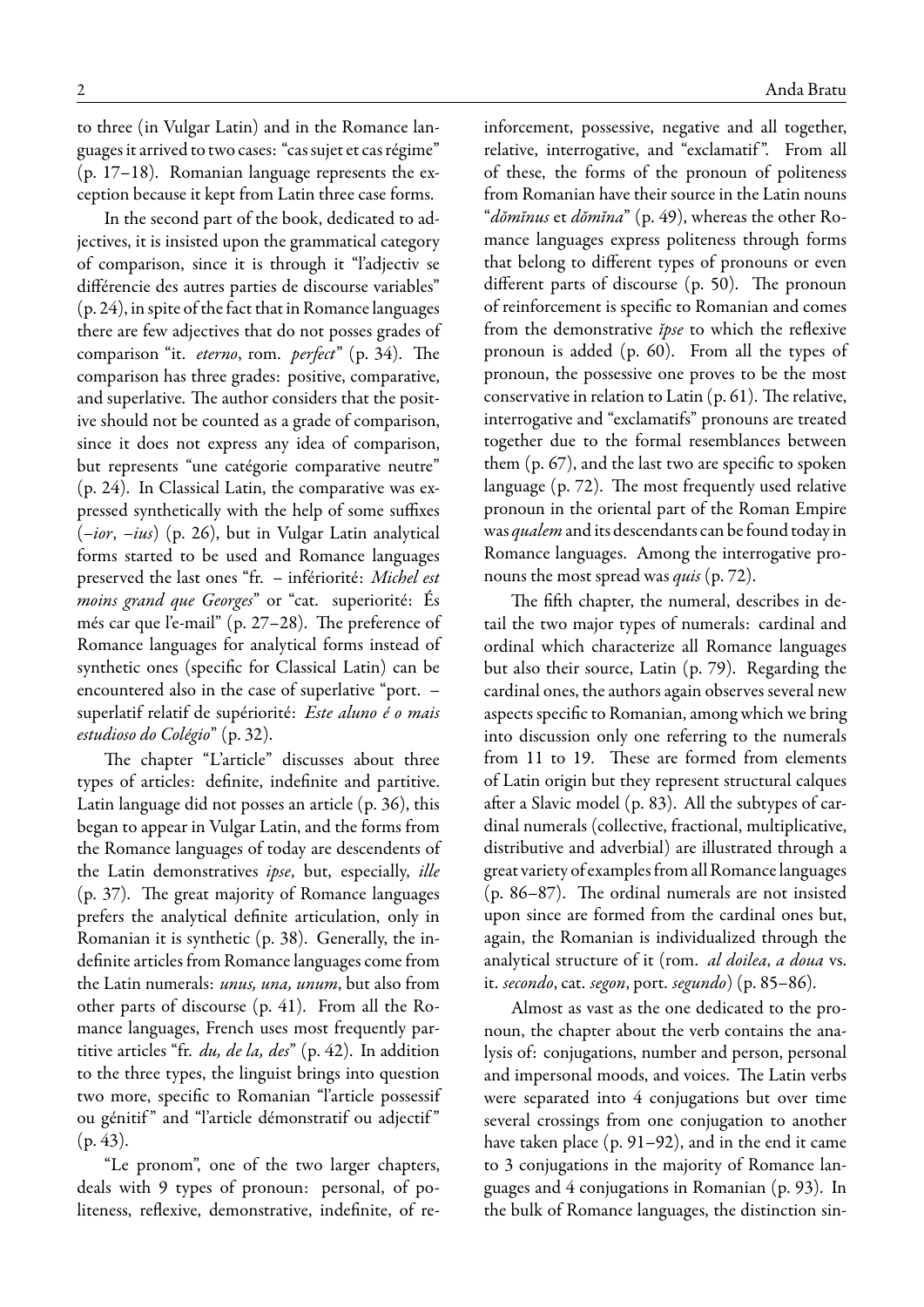to three (in Vulgar Latin) and in the Romance languages it arrived to two cases: "cas sujet et cas régime" (p. 17–18). Romanian language represents the exception because it kept from Latin three case forms.

In the second part of the book, dedicated to adjectives, it is insisted upon the grammatical category of comparison, since it is through it "l'adjectiv se différencie des autres parties de discourse variables" (p. 24), in spite of the fact that in Romance languages there are few adjectives that do not posses grades of comparison "it. *eterno*, rom. *perfect*" (p. 34). The comparison has three grades: positive, comparative, and superlative. The author considers that the positive should not be counted as a grade of comparison, since it does not express any idea of comparison, but represents "une catégorie comparative neutre" (p. 24). In Classical Latin, the comparative was expressed synthetically with the help of some suffixes (*–ior*, *–ius*) (p. 26), but in Vulgar Latin analytical forms started to be used and Romance languages preserved the last ones "fr. – infériorité: *Michel est moins grand que Georges*" or "cat. superiorité: És més car que l'e-mail" (p. 27–28). The preference of Romance languages for analytical forms instead of synthetic ones (specific for Classical Latin) can be encountered also in the case of superlative "port. – superlatif relatif de supériorité: *Este aluno é o mais estudioso do Colégio*" (p. 32).

The chapter "L'article" discusses about three types of articles: definite, indefinite and partitive. Latin language did not posses an article (p. 36), this began to appear in Vulgar Latin, and the forms from the Romance languages of today are descendents of the Latin demonstratives *ipse*, but, especially, *ille* (p. 37). The great majority of Romance languages prefers the analytical definite articulation, only in Romanian it is synthetic (p. 38). Generally, the indefinite articles from Romance languages come from the Latin numerals: *unus, una, unum*, but also from other parts of discourse (p. 41). From all the Romance languages, French uses most frequently partitive articles "fr. *du, de la, des*" (p. 42). In addition to the three types, the linguist brings into question two more, specific to Romanian "l'article possessif ou génitif" and "l'article démonstratif ou adjectif" (p. 43).

"Le pronom", one of the two larger chapters, deals with 9 types of pronoun: personal, of politeness, reflexive, demonstrative, indefinite, of reinforcement, possessive, negative and all together, relative, interrogative, and "exclamatif". From all of these, the forms of the pronoun of politeness from Romanian have their source in the Latin nouns "*dŏmĭnus* et *dŏmĭna*" (p. 49), whereas the other Romance languages express politeness through forms that belong to different types of pronouns or even different parts of discourse (p. 50). The pronoun of reinforcement is specific to Romanian and comes from the demonstrative *ĭpse* to which the reflexive pronoun is added (p. 60). From all the types of pronoun, the possessive one proves to be the most conservative in relation to Latin (p. 61). The relative, interrogative and "exclamatifs" pronouns are treated together due to the formal resemblances between them (p. 67), and the last two are specific to spoken language (p. 72). The most frequently used relative pronoun in the oriental part of the Roman Empire was *qualem* and its descendants can be found today in Romance languages. Among the interrogative pronouns the most spread was *quis* (p. 72).

The fifth chapter, the numeral, describes in detail the two major types of numerals: cardinal and ordinal which characterize all Romance languages but also their source, Latin (p. 79). Regarding the cardinal ones, the authors again observes several new aspects specific to Romanian, among which we bring into discussion only one referring to the numerals from 11 to 19. These are formed from elements of Latin origin but they represent structural calques after a Slavic model (p. 83). All the subtypes of cardinal numerals (collective, fractional, multiplicative, distributive and adverbial) are illustrated through a great variety of examples from all Romance languages (p. 86–87). The ordinal numerals are not insisted upon since are formed from the cardinal ones but, again, the Romanian is individualized through the analytical structure of it (rom. *al doilea*, *a doua* vs. it. *secondo*, cat. *segon*, port. *segundo*) (p. 85–86).

Almost as vast as the one dedicated to the pronoun, the chapter about the verb contains the analysis of: conjugations, number and person, personal and impersonal moods, and voices. The Latin verbs were separated into 4 conjugations but over time several crossings from one conjugation to another have taken place (p. 91–92), and in the end it came to 3 conjugations in the majority of Romance languages and 4 conjugations in Romanian (p. 93). In the bulk of Romance languages, the distinction sin-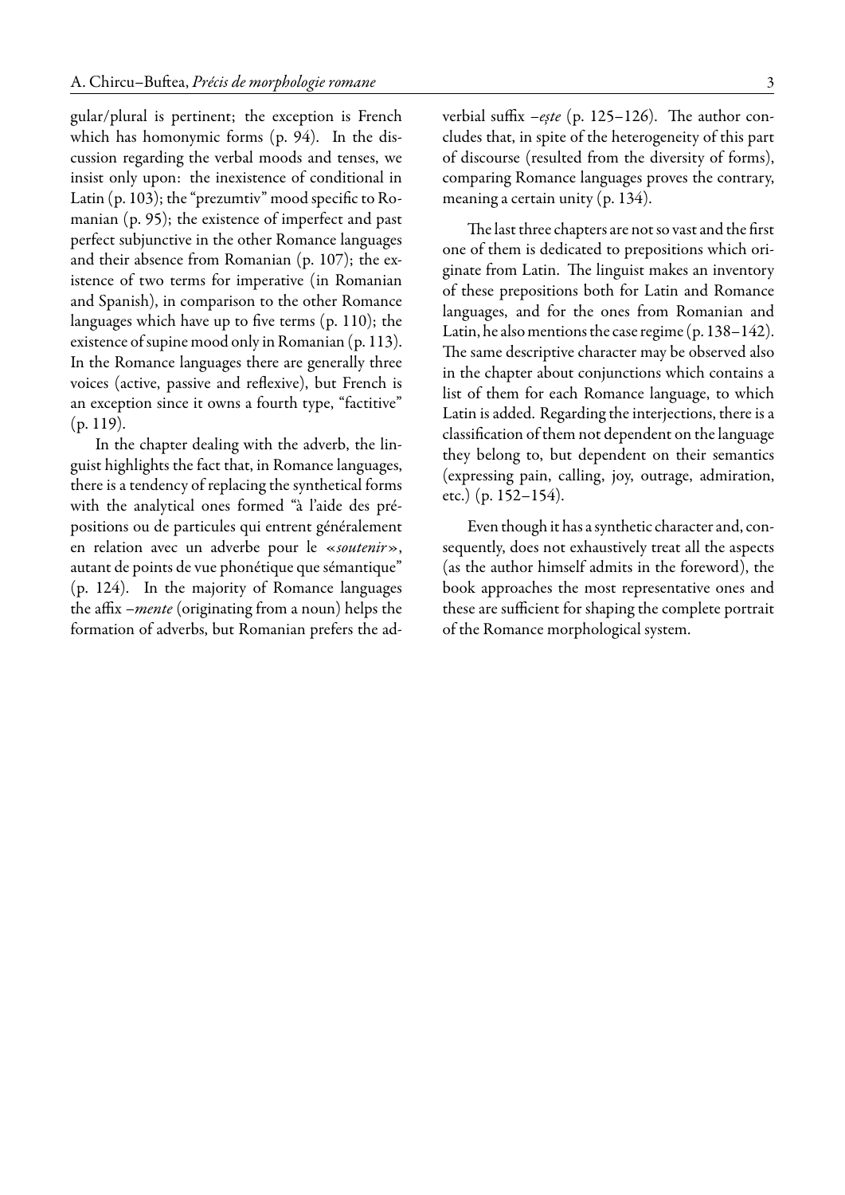gular/plural is pertinent; the exception is French which has homonymic forms (p. 94). In the discussion regarding the verbal moods and tenses, we insist only upon: the inexistence of conditional in Latin (p. 103); the "prezumtiv" mood specific to Romanian (p. 95); the existence of imperfect and past perfect subjunctive in the other Romance languages and their absence from Romanian (p. 107); the existence of two terms for imperative (in Romanian and Spanish), in comparison to the other Romance languages which have up to five terms (p. 110); the existence of supine mood only in Romanian (p. 113). In the Romance languages there are generally three voices (active, passive and reflexive), but French is an exception since it owns a fourth type, "factitive" (p. 119).

In the chapter dealing with the adverb, the linguist highlights the fact that, in Romance languages, there is a tendency of replacing the synthetical forms with the analytical ones formed "à l'aide des prépositions ou de particules qui entrent généralement en relation avec un adverbe pour le «*soutenir*», autant de points de vue phonétique que sémantique" (p. 124). In the majority of Romance languages the affix –*mente* (originating from a noun) helps the formation of adverbs, but Romanian prefers the adverbial suffix –*ește* (p. 125–126). The author concludes that, in spite of the heterogeneity of this part of discourse (resulted from the diversity of forms), comparing Romance languages proves the contrary, meaning a certain unity (p. 134).

The last three chapters are not so vast and the first one of them is dedicated to prepositions which originate from Latin. The linguist makes an inventory of these prepositions both for Latin and Romance languages, and for the ones from Romanian and Latin, he also mentions the case regime (p. 138–142). The same descriptive character may be observed also in the chapter about conjunctions which contains a list of them for each Romance language, to which Latin is added. Regarding the interjections, there is a classification of them not dependent on the language they belong to, but dependent on their semantics (expressing pain, calling, joy, outrage, admiration, etc.) (p. 152–154).

Even though it has a synthetic character and, consequently, does not exhaustively treat all the aspects (as the author himself admits in the foreword), the book approaches the most representative ones and these are sufficient for shaping the complete portrait of the Romance morphological system.